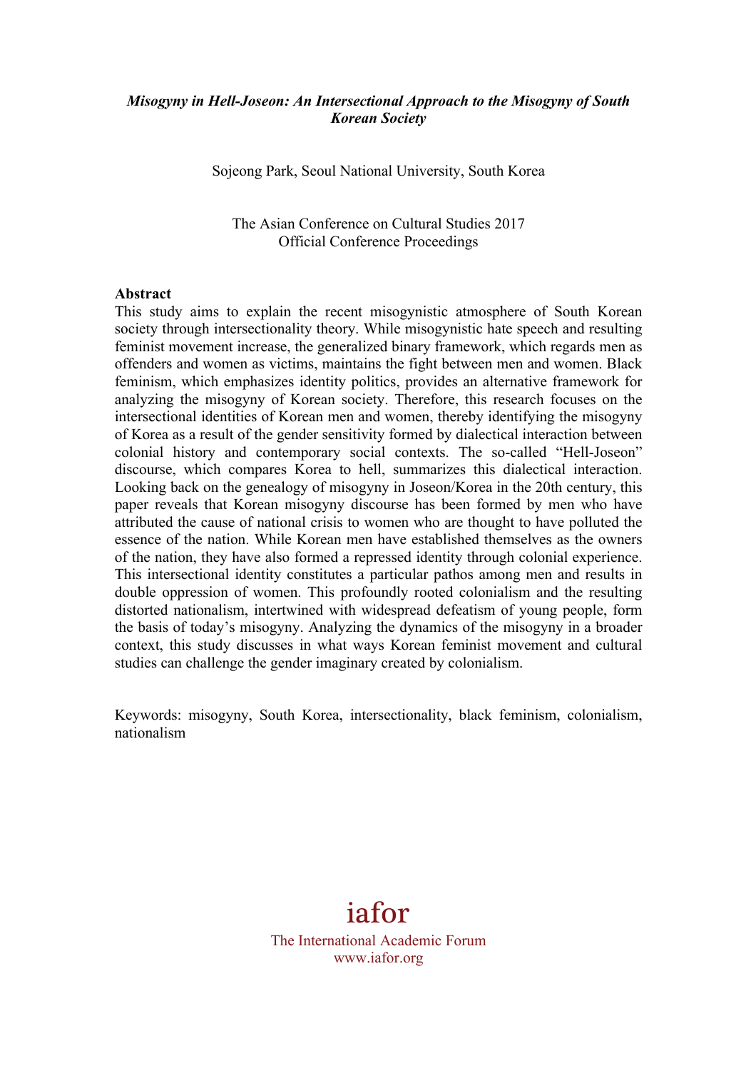***Misogyny in Hell-Joseon: An Intersectional Approach to the Misogyny of South Korean Society***

Sojeong Park, Seoul National University, South Korea

The Asian Conference on Cultural Studies 2017
Official Conference Proceedings

**Abstract**

This study aims to explain the recent misogynistic atmosphere of South Korean society through intersectionality theory. While misogynistic hate speech and resulting feminist movement increase, the generalized binary framework, which regards men as offenders and women as victims, maintains the fight between men and women. Black feminism, which emphasizes identity politics, provides an alternative framework for analyzing the misogyny of Korean society. Therefore, this research focuses on the intersectional identities of Korean men and women, thereby identifying the misogyny of Korea as a result of the gender sensitivity formed by dialectical interaction between colonial history and contemporary social contexts. The so-called "Hell-Joseon" discourse, which compares Korea to hell, summarizes this dialectical interaction. Looking back on the genealogy of misogyny in Joseon/Korea in the 20th century, this paper reveals that Korean misogyny discourse has been formed by men who have attributed the cause of national crisis to women who are thought to have polluted the essence of the nation. While Korean men have established themselves as the owners of the nation, they have also formed a repressed identity through colonial experience. This intersectional identity constitutes a particular pathos among men and results in double oppression of women. This profoundly rooted colonialism and the resulting distorted nationalism, intertwined with widespread defeatism of young people, form the basis of today's misogyny. Analyzing the dynamics of the misogyny in a broader context, this study discusses in what ways Korean feminist movement and cultural studies can challenge the gender imaginary created by colonialism.

Keywords: misogyny, South Korea, intersectionality, black feminism, colonialism, nationalism

iafor
The International Academic Forum
www.iafor.org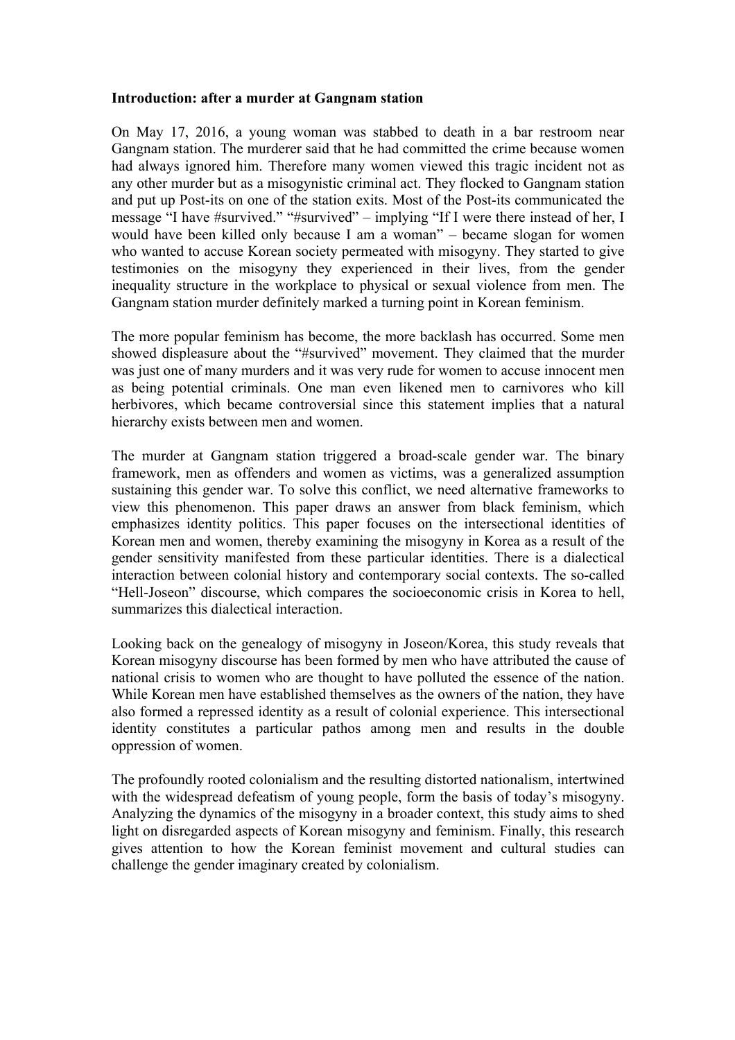**Introduction: after a murder at Gangnam station**

On May 17, 2016, a young woman was stabbed to death in a bar restroom near Gangnam station. The murderer said that he had committed the crime because women had always ignored him. Therefore many women viewed this tragic incident not as any other murder but as a misogynistic criminal act. They flocked to Gangnam station and put up Post-its on one of the station exits. Most of the Post-its communicated the message "I have #survived." "#survived" – implying "If I were there instead of her, I would have been killed only because I am a woman" – became slogan for women who wanted to accuse Korean society permeated with misogyny. They started to give testimonies on the misogyny they experienced in their lives, from the gender inequality structure in the workplace to physical or sexual violence from men. The Gangnam station murder definitely marked a turning point in Korean feminism.

The more popular feminism has become, the more backlash has occurred. Some men showed displeasure about the "#survived" movement. They claimed that the murder was just one of many murders and it was very rude for women to accuse innocent men as being potential criminals. One man even likened men to carnivores who kill herbivores, which became controversial since this statement implies that a natural hierarchy exists between men and women.

The murder at Gangnam station triggered a broad-scale gender war. The binary framework, men as offenders and women as victims, was a generalized assumption sustaining this gender war. To solve this conflict, we need alternative frameworks to view this phenomenon. This paper draws an answer from black feminism, which emphasizes identity politics. This paper focuses on the intersectional identities of Korean men and women, thereby examining the misogyny in Korea as a result of the gender sensitivity manifested from these particular identities. There is a dialectical interaction between colonial history and contemporary social contexts. The so-called "Hell-Joseon" discourse, which compares the socioeconomic crisis in Korea to hell, summarizes this dialectical interaction.

Looking back on the genealogy of misogyny in Joseon/Korea, this study reveals that Korean misogyny discourse has been formed by men who have attributed the cause of national crisis to women who are thought to have polluted the essence of the nation. While Korean men have established themselves as the owners of the nation, they have also formed a repressed identity as a result of colonial experience. This intersectional identity constitutes a particular pathos among men and results in the double oppression of women.

The profoundly rooted colonialism and the resulting distorted nationalism, intertwined with the widespread defeatism of young people, form the basis of today's misogyny. Analyzing the dynamics of the misogyny in a broader context, this study aims to shed light on disregarded aspects of Korean misogyny and feminism. Finally, this research gives attention to how the Korean feminist movement and cultural studies can challenge the gender imaginary created by colonialism.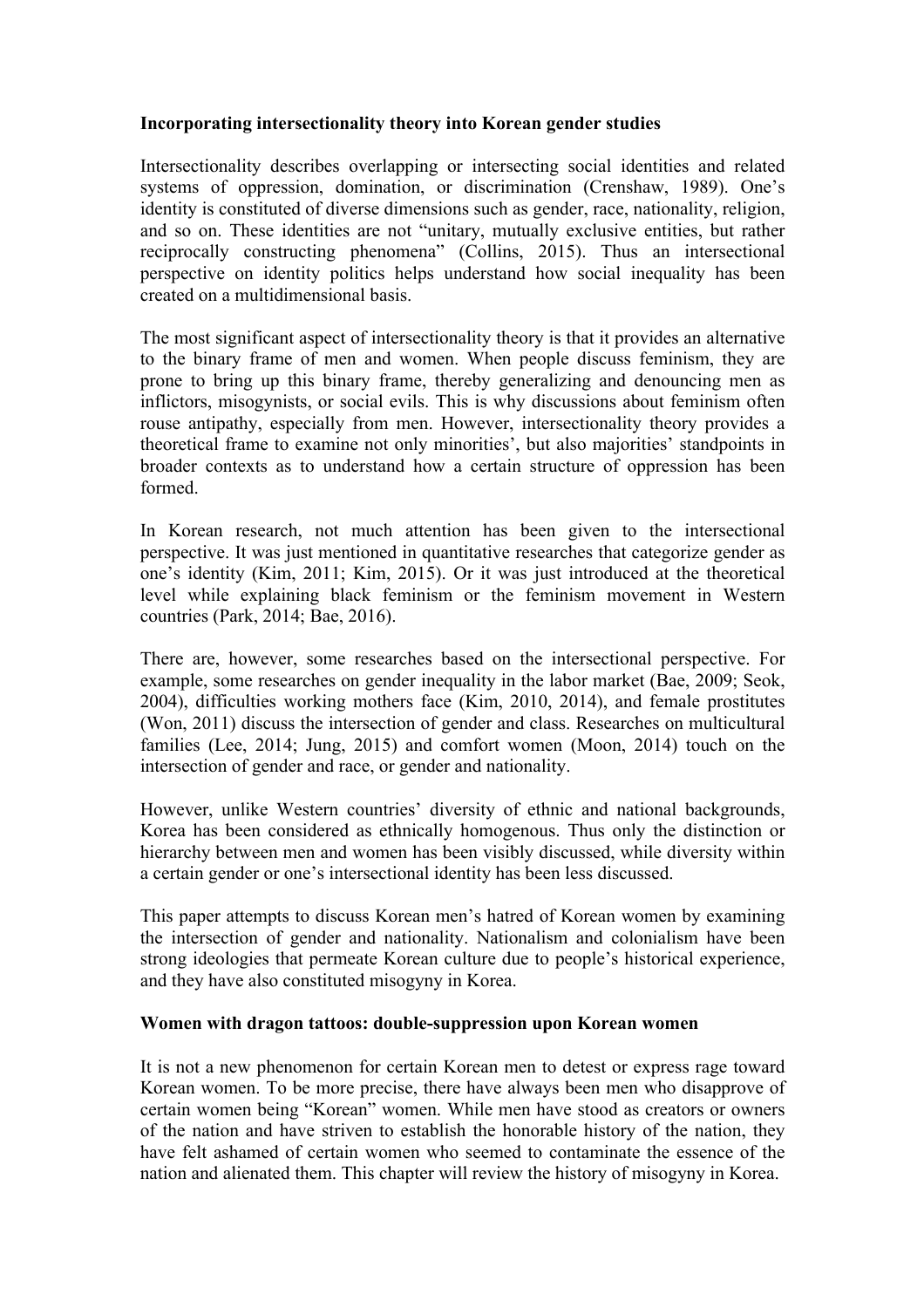**Incorporating intersectionality theory into Korean gender studies**

Intersectionality describes overlapping or intersecting social identities and related systems of oppression, domination, or discrimination (Crenshaw, 1989). One's identity is constituted of diverse dimensions such as gender, race, nationality, religion, and so on. These identities are not "unitary, mutually exclusive entities, but rather reciprocally constructing phenomena" (Collins, 2015). Thus an intersectional perspective on identity politics helps understand how social inequality has been created on a multidimensional basis.

The most significant aspect of intersectionality theory is that it provides an alternative to the binary frame of men and women. When people discuss feminism, they are prone to bring up this binary frame, thereby generalizing and denouncing men as inflictors, misogynists, or social evils. This is why discussions about feminism often rouse antipathy, especially from men. However, intersectionality theory provides a theoretical frame to examine not only minorities', but also majorities' standpoints in broader contexts as to understand how a certain structure of oppression has been formed.

In Korean research, not much attention has been given to the intersectional perspective. It was just mentioned in quantitative researches that categorize gender as one's identity (Kim, 2011; Kim, 2015). Or it was just introduced at the theoretical level while explaining black feminism or the feminism movement in Western countries (Park, 2014; Bae, 2016).

There are, however, some researches based on the intersectional perspective. For example, some researches on gender inequality in the labor market (Bae, 2009; Seok, 2004), difficulties working mothers face (Kim, 2010, 2014), and female prostitutes (Won, 2011) discuss the intersection of gender and class. Researches on multicultural families (Lee, 2014; Jung, 2015) and comfort women (Moon, 2014) touch on the intersection of gender and race, or gender and nationality.

However, unlike Western countries' diversity of ethnic and national backgrounds, Korea has been considered as ethnically homogenous. Thus only the distinction or hierarchy between men and women has been visibly discussed, while diversity within a certain gender or one's intersectional identity has been less discussed.

This paper attempts to discuss Korean men's hatred of Korean women by examining the intersection of gender and nationality. Nationalism and colonialism have been strong ideologies that permeate Korean culture due to people's historical experience, and they have also constituted misogyny in Korea.

**Women with dragon tattoos: double-suppression upon Korean women**

It is not a new phenomenon for certain Korean men to detest or express rage toward Korean women. To be more precise, there have always been men who disapprove of certain women being "Korean" women. While men have stood as creators or owners of the nation and have striven to establish the honorable history of the nation, they have felt ashamed of certain women who seemed to contaminate the essence of the nation and alienated them. This chapter will review the history of misogyny in Korea.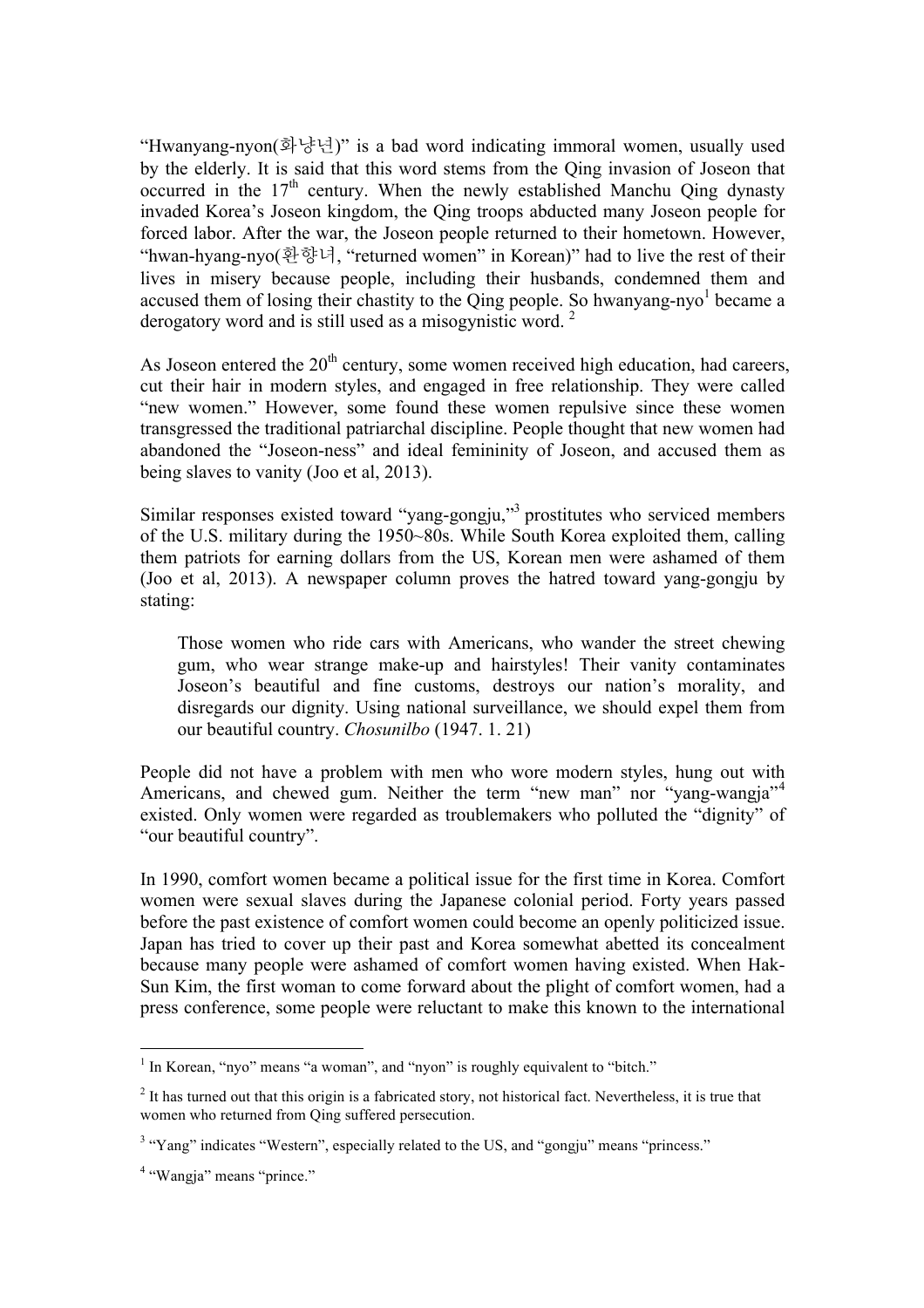"Hwanyang-nyon(화냥년)" is a bad word indicating immoral women, usually used by the elderly. It is said that this word stems from the Qing invasion of Joseon that occurred in the 17th century. When the newly established Manchu Qing dynasty invaded Korea's Joseon kingdom, the Qing troops abducted many Joseon people for forced labor. After the war, the Joseon people returned to their hometown. However, "hwan-hyang-nyo(환향녀, "returned women" in Korean)" had to live the rest of their lives in misery because people, including their husbands, condemned them and accused them of losing their chastity to the Qing people. So hwanyang-nyo[1] became a derogatory word and is still used as a misogynistic word. [2]

As Joseon entered the 20th century, some women received high education, had careers, cut their hair in modern styles, and engaged in free relationship. They were called "new women." However, some found these women repulsive since these women transgressed the traditional patriarchal discipline. People thought that new women had abandoned the "Joseon-ness" and ideal femininity of Joseon, and accused them as being slaves to vanity (Joo et al, 2013).

Similar responses existed toward "yang-gongju,"[3] prostitutes who serviced members of the U.S. military during the 1950~80s. While South Korea exploited them, calling them patriots for earning dollars from the US, Korean men were ashamed of them (Joo et al, 2013). A newspaper column proves the hatred toward yang-gongju by stating:

> Those women who ride cars with Americans, who wander the street chewing gum, who wear strange make-up and hairstyles! Their vanity contaminates Joseon's beautiful and fine customs, destroys our nation's morality, and disregards our dignity. Using national surveillance, we should expel them from our beautiful country. *Chosunilbo* (1947. 1. 21)

People did not have a problem with men who wore modern styles, hung out with Americans, and chewed gum. Neither the term "new man" nor "yang-wangja"[4] existed. Only women were regarded as troublemakers who polluted the "dignity" of "our beautiful country".

In 1990, comfort women became a political issue for the first time in Korea. Comfort women were sexual slaves during the Japanese colonial period. Forty years passed before the past existence of comfort women could become an openly politicized issue. Japan has tried to cover up their past and Korea somewhat abetted its concealment because many people were ashamed of comfort women having existed. When Hak-Sun Kim, the first woman to come forward about the plight of comfort women, had a press conference, some people were reluctant to make this known to the international

---

[1] In Korean, "nyo" means "a woman", and "nyon" is roughly equivalent to "bitch."

[2] It has turned out that this origin is a fabricated story, not historical fact. Nevertheless, it is true that women who returned from Qing suffered persecution.

[3] "Yang" indicates "Western", especially related to the US, and "gongju" means "princess."

[4] "Wangja" means "prince."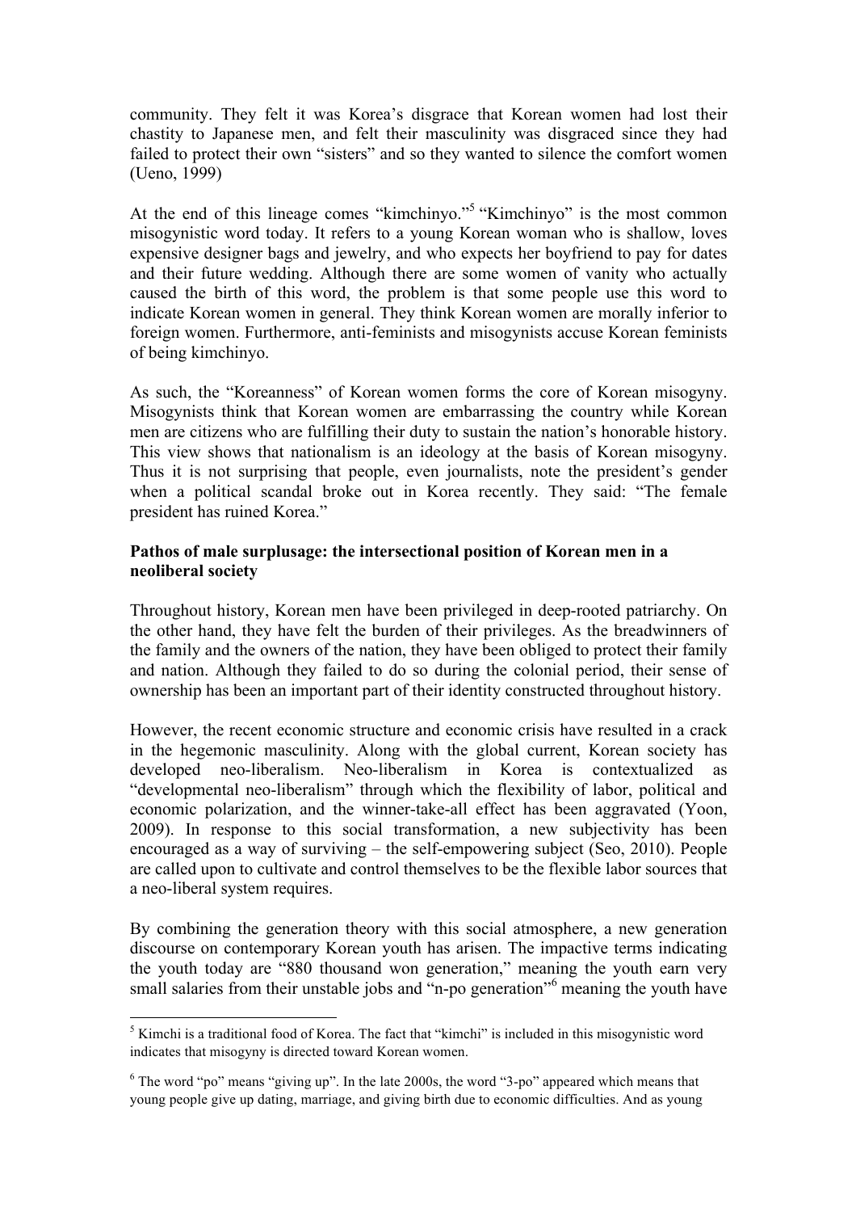community. They felt it was Korea's disgrace that Korean women had lost their chastity to Japanese men, and felt their masculinity was disgraced since they had failed to protect their own "sisters" and so they wanted to silence the comfort women (Ueno, 1999)

At the end of this lineage comes "kimchinyo."[5] "Kimchinyo" is the most common misogynistic word today. It refers to a young Korean woman who is shallow, loves expensive designer bags and jewelry, and who expects her boyfriend to pay for dates and their future wedding. Although there are some women of vanity who actually caused the birth of this word, the problem is that some people use this word to indicate Korean women in general. They think Korean women are morally inferior to foreign women. Furthermore, anti-feminists and misogynists accuse Korean feminists of being kimchinyo.

As such, the "Koreanness" of Korean women forms the core of Korean misogyny. Misogynists think that Korean women are embarrassing the country while Korean men are citizens who are fulfilling their duty to sustain the nation's honorable history. This view shows that nationalism is an ideology at the basis of Korean misogyny. Thus it is not surprising that people, even journalists, note the president's gender when a political scandal broke out in Korea recently. They said: "The female president has ruined Korea."

**Pathos of male surplusage: the intersectional position of Korean men in a neoliberal society**

Throughout history, Korean men have been privileged in deep-rooted patriarchy. On the other hand, they have felt the burden of their privileges. As the breadwinners of the family and the owners of the nation, they have been obliged to protect their family and nation. Although they failed to do so during the colonial period, their sense of ownership has been an important part of their identity constructed throughout history.

However, the recent economic structure and economic crisis have resulted in a crack in the hegemonic masculinity. Along with the global current, Korean society has developed neo-liberalism. Neo-liberalism in Korea is contextualized as "developmental neo-liberalism" through which the flexibility of labor, political and economic polarization, and the winner-take-all effect has been aggravated (Yoon, 2009). In response to this social transformation, a new subjectivity has been encouraged as a way of surviving – the self-empowering subject (Seo, 2010). People are called upon to cultivate and control themselves to be the flexible labor sources that a neo-liberal system requires.

By combining the generation theory with this social atmosphere, a new generation discourse on contemporary Korean youth has arisen. The impactive terms indicating the youth today are "880 thousand won generation," meaning the youth earn very small salaries from their unstable jobs and "n-po generation"[6] meaning the youth have

[5] Kimchi is a traditional food of Korea. The fact that "kimchi" is included in this misogynistic word indicates that misogyny is directed toward Korean women.

[6] The word "po" means "giving up". In the late 2000s, the word "3-po" appeared which means that young people give up dating, marriage, and giving birth due to economic difficulties. And as young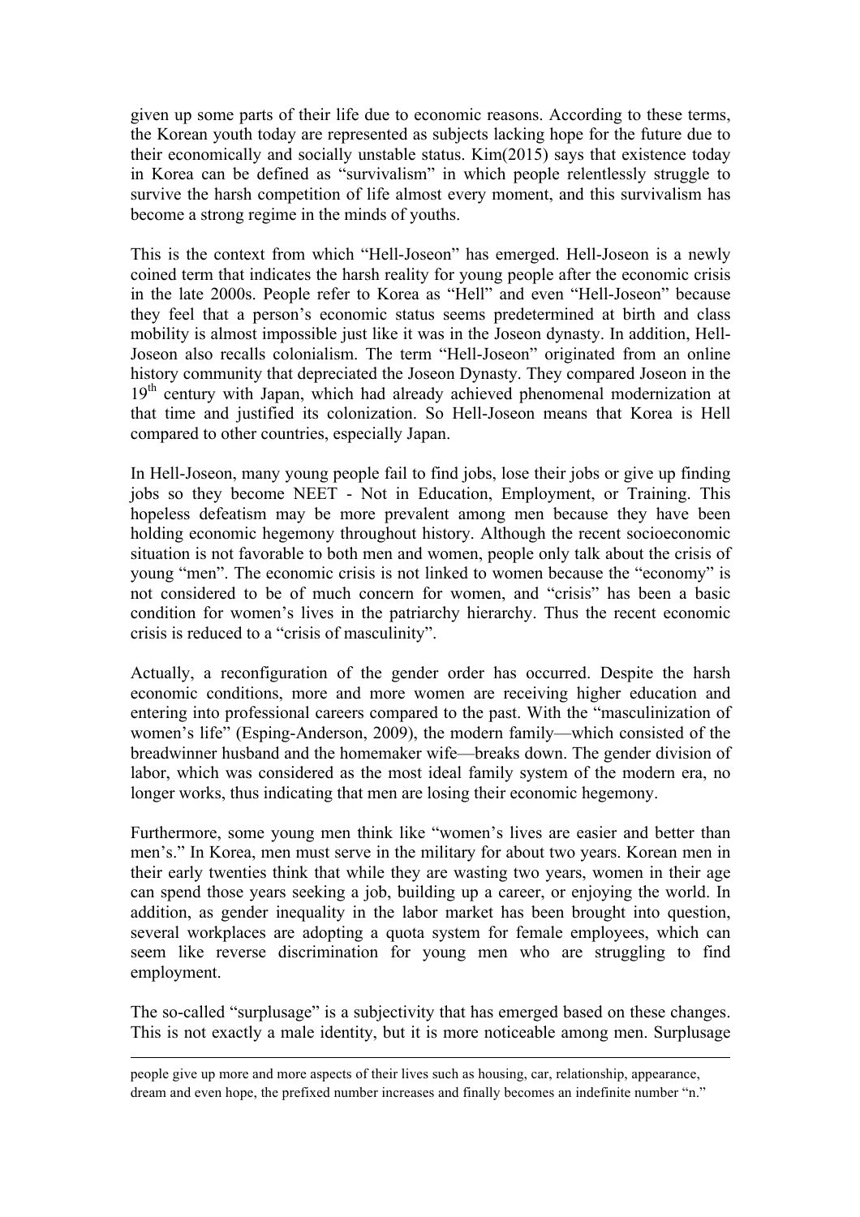given up some parts of their life due to economic reasons. According to these terms, the Korean youth today are represented as subjects lacking hope for the future due to their economically and socially unstable status. Kim(2015) says that existence today in Korea can be defined as "survivalism" in which people relentlessly struggle to survive the harsh competition of life almost every moment, and this survivalism has become a strong regime in the minds of youths.

This is the context from which "Hell-Joseon" has emerged. Hell-Joseon is a newly coined term that indicates the harsh reality for young people after the economic crisis in the late 2000s. People refer to Korea as "Hell" and even "Hell-Joseon" because they feel that a person's economic status seems predetermined at birth and class mobility is almost impossible just like it was in the Joseon dynasty. In addition, Hell-Joseon also recalls colonialism. The term "Hell-Joseon" originated from an online history community that depreciated the Joseon Dynasty. They compared Joseon in the 19th century with Japan, which had already achieved phenomenal modernization at that time and justified its colonization. So Hell-Joseon means that Korea is Hell compared to other countries, especially Japan.

In Hell-Joseon, many young people fail to find jobs, lose their jobs or give up finding jobs so they become NEET - Not in Education, Employment, or Training. This hopeless defeatism may be more prevalent among men because they have been holding economic hegemony throughout history. Although the recent socioeconomic situation is not favorable to both men and women, people only talk about the crisis of young "men". The economic crisis is not linked to women because the "economy" is not considered to be of much concern for women, and "crisis" has been a basic condition for women's lives in the patriarchy hierarchy. Thus the recent economic crisis is reduced to a "crisis of masculinity".

Actually, a reconfiguration of the gender order has occurred. Despite the harsh economic conditions, more and more women are receiving higher education and entering into professional careers compared to the past. With the "masculinization of women's life" (Esping-Anderson, 2009), the modern family—which consisted of the breadwinner husband and the homemaker wife—breaks down. The gender division of labor, which was considered as the most ideal family system of the modern era, no longer works, thus indicating that men are losing their economic hegemony.

Furthermore, some young men think like "women's lives are easier and better than men's." In Korea, men must serve in the military for about two years. Korean men in their early twenties think that while they are wasting two years, women in their age can spend those years seeking a job, building up a career, or enjoying the world. In addition, as gender inequality in the labor market has been brought into question, several workplaces are adopting a quota system for female employees, which can seem like reverse discrimination for young men who are struggling to find employment.

The so-called "surplusage" is a subjectivity that has emerged based on these changes. This is not exactly a male identity, but it is more noticeable among men. Surplusage

people give up more and more aspects of their lives such as housing, car, relationship, appearance, dream and even hope, the prefixed number increases and finally becomes an indefinite number "n."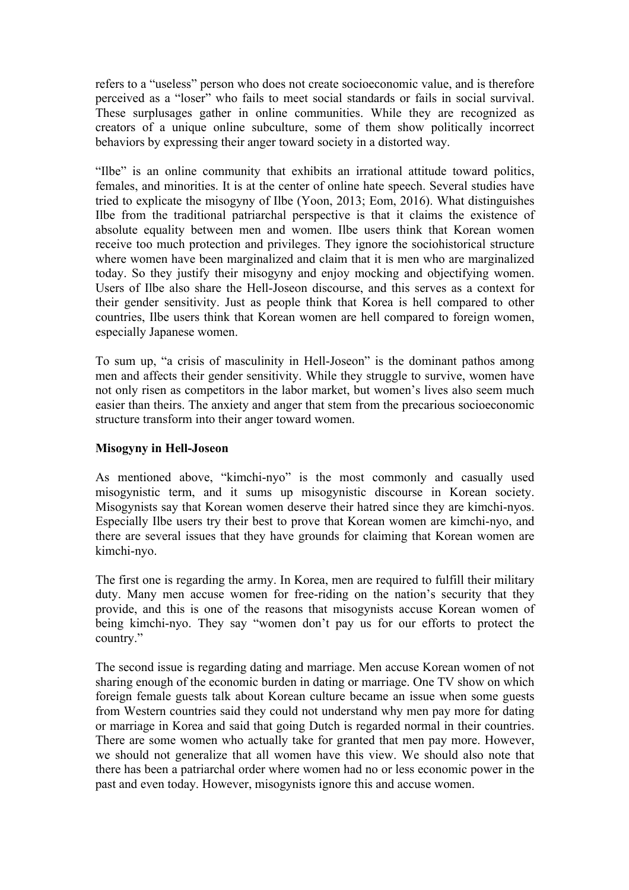refers to a "useless" person who does not create socioeconomic value, and is therefore perceived as a "loser" who fails to meet social standards or fails in social survival. These surplusages gather in online communities. While they are recognized as creators of a unique online subculture, some of them show politically incorrect behaviors by expressing their anger toward society in a distorted way.

"Ilbe" is an online community that exhibits an irrational attitude toward politics, females, and minorities. It is at the center of online hate speech. Several studies have tried to explicate the misogyny of Ilbe (Yoon, 2013; Eom, 2016). What distinguishes Ilbe from the traditional patriarchal perspective is that it claims the existence of absolute equality between men and women. Ilbe users think that Korean women receive too much protection and privileges. They ignore the sociohistorical structure where women have been marginalized and claim that it is men who are marginalized today. So they justify their misogyny and enjoy mocking and objectifying women. Users of Ilbe also share the Hell-Joseon discourse, and this serves as a context for their gender sensitivity. Just as people think that Korea is hell compared to other countries, Ilbe users think that Korean women are hell compared to foreign women, especially Japanese women.

To sum up, "a crisis of masculinity in Hell-Joseon" is the dominant pathos among men and affects their gender sensitivity. While they struggle to survive, women have not only risen as competitors in the labor market, but women's lives also seem much easier than theirs. The anxiety and anger that stem from the precarious socioeconomic structure transform into their anger toward women.

**Misogyny in Hell-Joseon**

As mentioned above, "kimchi-nyo" is the most commonly and casually used misogynistic term, and it sums up misogynistic discourse in Korean society. Misogynists say that Korean women deserve their hatred since they are kimchi-nyos. Especially Ilbe users try their best to prove that Korean women are kimchi-nyo, and there are several issues that they have grounds for claiming that Korean women are kimchi-nyo.

The first one is regarding the army. In Korea, men are required to fulfill their military duty. Many men accuse women for free-riding on the nation's security that they provide, and this is one of the reasons that misogynists accuse Korean women of being kimchi-nyo. They say "women don't pay us for our efforts to protect the country."

The second issue is regarding dating and marriage. Men accuse Korean women of not sharing enough of the economic burden in dating or marriage. One TV show on which foreign female guests talk about Korean culture became an issue when some guests from Western countries said they could not understand why men pay more for dating or marriage in Korea and said that going Dutch is regarded normal in their countries. There are some women who actually take for granted that men pay more. However, we should not generalize that all women have this view. We should also note that there has been a patriarchal order where women had no or less economic power in the past and even today. However, misogynists ignore this and accuse women.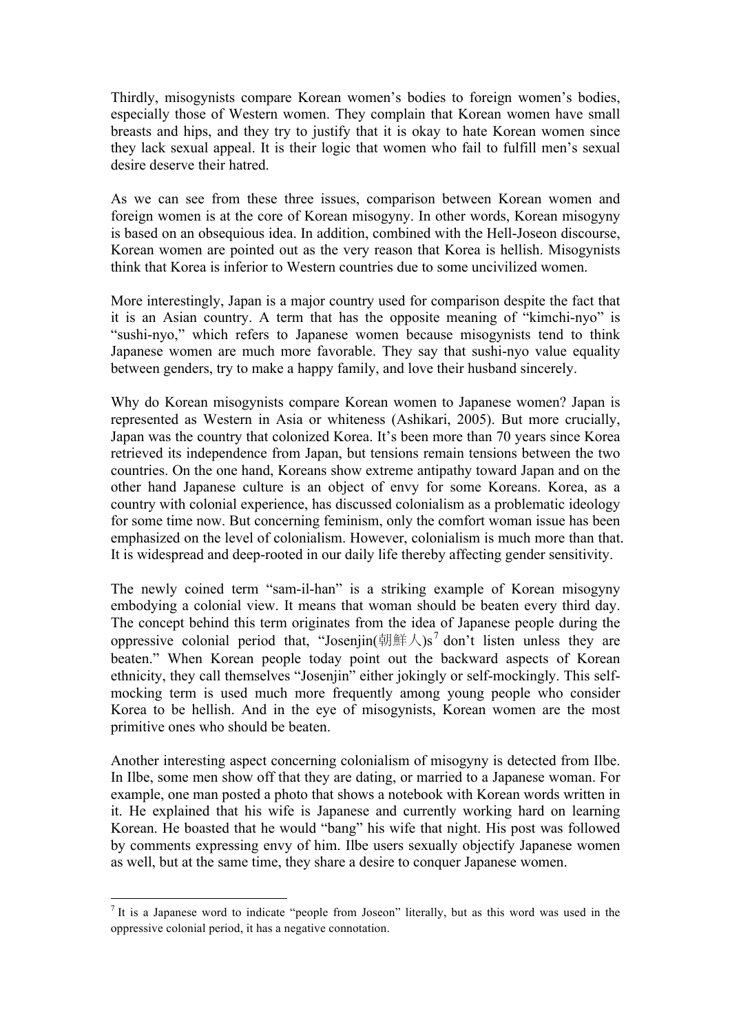Thirdly, misogynists compare Korean women's bodies to foreign women's bodies, especially those of Western women. They complain that Korean women have small breasts and hips, and they try to justify that it is okay to hate Korean women since they lack sexual appeal. It is their logic that women who fail to fulfill men's sexual desire deserve their hatred.

As we can see from these three issues, comparison between Korean women and foreign women is at the core of Korean misogyny. In other words, Korean misogyny is based on an obsequious idea. In addition, combined with the Hell-Joseon discourse, Korean women are pointed out as the very reason that Korea is hellish. Misogynists think that Korea is inferior to Western countries due to some uncivilized women.

More interestingly, Japan is a major country used for comparison despite the fact that it is an Asian country. A term that has the opposite meaning of "kimchi-nyo" is "sushi-nyo," which refers to Japanese women because misogynists tend to think Japanese women are much more favorable. They say that sushi-nyo value equality between genders, try to make a happy family, and love their husband sincerely.

Why do Korean misogynists compare Korean women to Japanese women? Japan is represented as Western in Asia or whiteness (Ashikari, 2005). But more crucially, Japan was the country that colonized Korea. It's been more than 70 years since Korea retrieved its independence from Japan, but tensions remain tensions between the two countries. On the one hand, Koreans show extreme antipathy toward Japan and on the other hand Japanese culture is an object of envy for some Koreans. Korea, as a country with colonial experience, has discussed colonialism as a problematic ideology for some time now. But concerning feminism, only the comfort woman issue has been emphasized on the level of colonialism. However, colonialism is much more than that. It is widespread and deep-rooted in our daily life thereby affecting gender sensitivity.

The newly coined term "sam-il-han" is a striking example of Korean misogyny embodying a colonial view. It means that woman should be beaten every third day. The concept behind this term originates from the idea of Japanese people during the oppressive colonial period that, "Josenjin(朝鮮人)s[7] don't listen unless they are beaten." When Korean people today point out the backward aspects of Korean ethnicity, they call themselves "Josenjin" either jokingly or self-mockingly. This self-mocking term is used much more frequently among young people who consider Korea to be hellish. And in the eye of misogynists, Korean women are the most primitive ones who should be beaten.

Another interesting aspect concerning colonialism of misogyny is detected from Ilbe. In Ilbe, some men show off that they are dating, or married to a Japanese woman. For example, one man posted a photo that shows a notebook with Korean words written in it. He explained that his wife is Japanese and currently working hard on learning Korean. He boasted that he would "bang" his wife that night. His post was followed by comments expressing envy of him. Ilbe users sexually objectify Japanese women as well, but at the same time, they share a desire to conquer Japanese women.

---

[7] It is a Japanese word to indicate "people from Joseon" literally, but as this word was used in the oppressive colonial period, it has a negative connotation.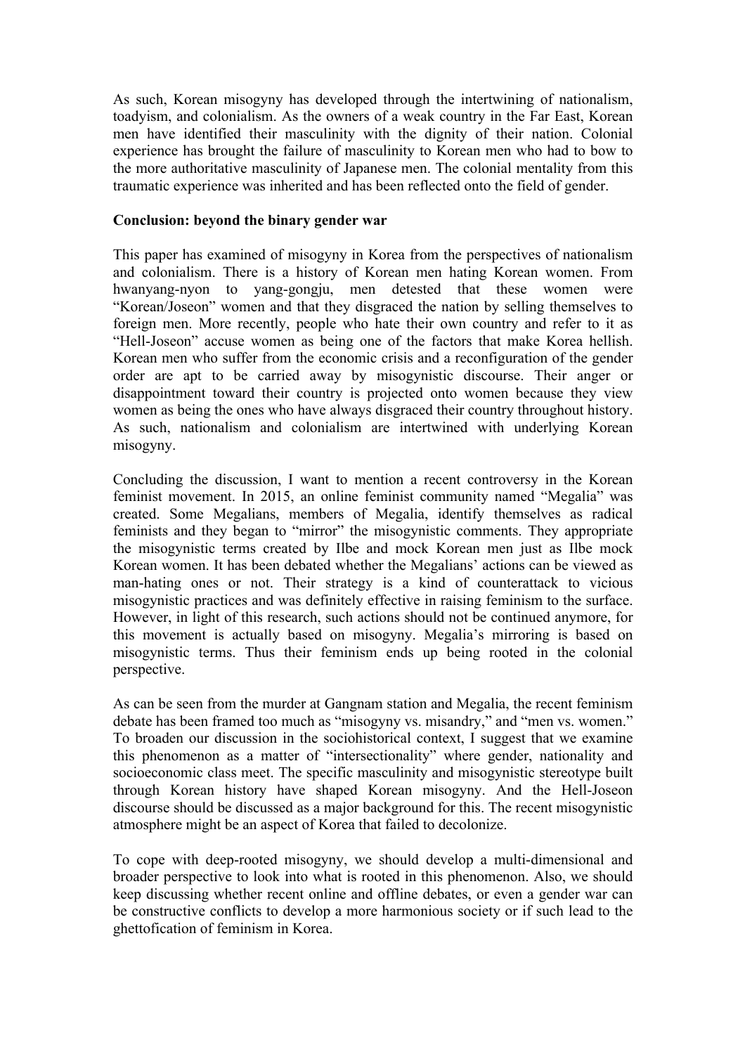As such, Korean misogyny has developed through the intertwining of nationalism, toadyism, and colonialism. As the owners of a weak country in the Far East, Korean men have identified their masculinity with the dignity of their nation. Colonial experience has brought the failure of masculinity to Korean men who had to bow to the more authoritative masculinity of Japanese men. The colonial mentality from this traumatic experience was inherited and has been reflected onto the field of gender.

**Conclusion: beyond the binary gender war**

This paper has examined of misogyny in Korea from the perspectives of nationalism and colonialism. There is a history of Korean men hating Korean women. From hwanyang-nyon to yang-gongju, men detested that these women were “Korean/Joseon” women and that they disgraced the nation by selling themselves to foreign men. More recently, people who hate their own country and refer to it as “Hell-Joseon” accuse women as being one of the factors that make Korea hellish. Korean men who suffer from the economic crisis and a reconfiguration of the gender order are apt to be carried away by misogynistic discourse. Their anger or disappointment toward their country is projected onto women because they view women as being the ones who have always disgraced their country throughout history. As such, nationalism and colonialism are intertwined with underlying Korean misogyny.

Concluding the discussion, I want to mention a recent controversy in the Korean feminist movement. In 2015, an online feminist community named “Megalia” was created. Some Megalians, members of Megalia, identify themselves as radical feminists and they began to “mirror” the misogynistic comments. They appropriate the misogynistic terms created by Ilbe and mock Korean men just as Ilbe mock Korean women. It has been debated whether the Megalians’ actions can be viewed as man-hating ones or not. Their strategy is a kind of counterattack to vicious misogynistic practices and was definitely effective in raising feminism to the surface. However, in light of this research, such actions should not be continued anymore, for this movement is actually based on misogyny. Megalia’s mirroring is based on misogynistic terms. Thus their feminism ends up being rooted in the colonial perspective.

As can be seen from the murder at Gangnam station and Megalia, the recent feminism debate has been framed too much as “misogyny vs. misandry,” and “men vs. women.” To broaden our discussion in the sociohistorical context, I suggest that we examine this phenomenon as a matter of “intersectionality” where gender, nationality and socioeconomic class meet. The specific masculinity and misogynistic stereotype built through Korean history have shaped Korean misogyny. And the Hell-Joseon discourse should be discussed as a major background for this. The recent misogynistic atmosphere might be an aspect of Korea that failed to decolonize.

To cope with deep-rooted misogyny, we should develop a multi-dimensional and broader perspective to look into what is rooted in this phenomenon. Also, we should keep discussing whether recent online and offline debates, or even a gender war can be constructive conflicts to develop a more harmonious society or if such lead to the ghettofication of feminism in Korea.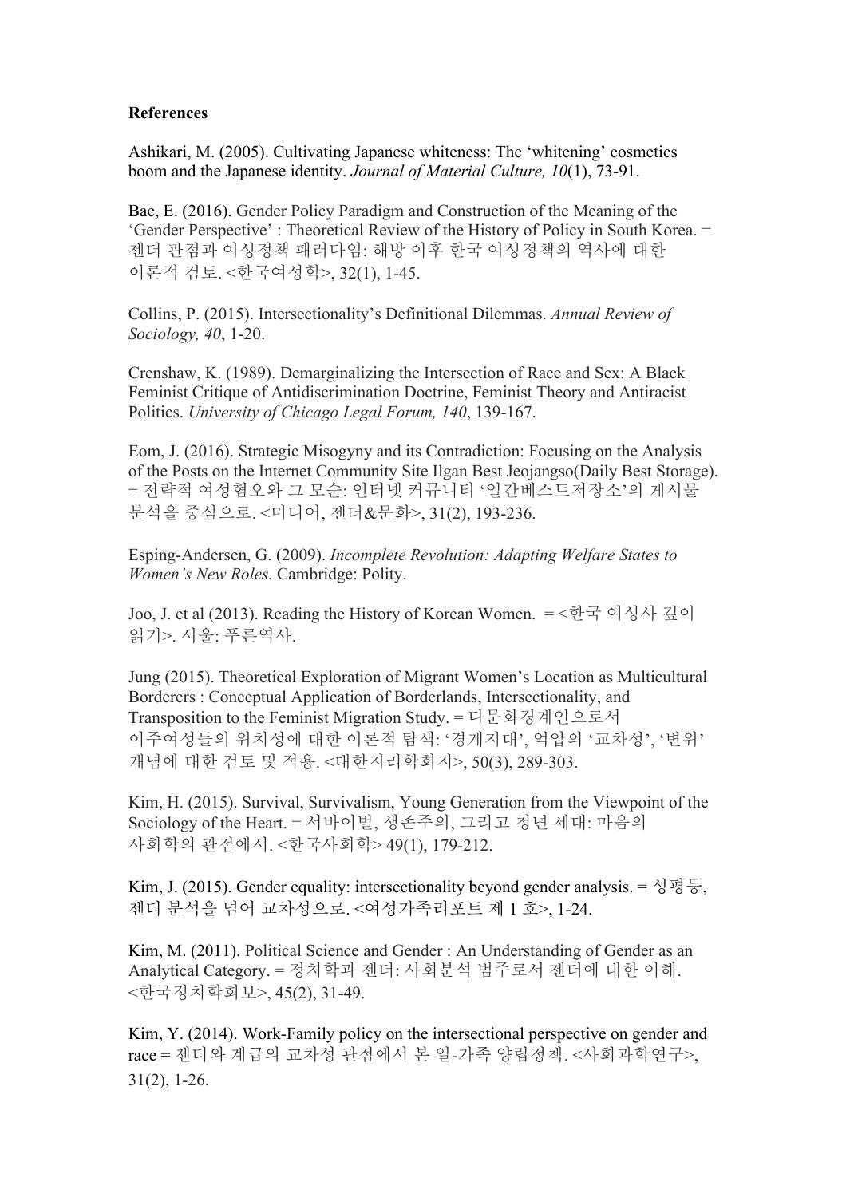**References**

Ashikari, M. (2005). Cultivating Japanese whiteness: The 'whitening' cosmetics boom and the Japanese identity. *Journal of Material Culture, 10*(1), 73-91.

Bae, E. (2016). Gender Policy Paradigm and Construction of the Meaning of the 'Gender Perspective' : Theoretical Review of the History of Policy in South Korea. = 젠더 관점과 여성정책 패러다임: 해방 이후 한국 여성정책의 역사에 대한 이론적 검토. <한국여성학>, 32(1), 1-45.

Collins, P. (2015). Intersectionality's Definitional Dilemmas. *Annual Review of Sociology, 40*, 1-20.

Crenshaw, K. (1989). Demarginalizing the Intersection of Race and Sex: A Black Feminist Critique of Antidiscrimination Doctrine, Feminist Theory and Antiracist Politics. *University of Chicago Legal Forum, 140*, 139-167.

Eom, J. (2016). Strategic Misogyny and its Contradiction: Focusing on the Analysis of the Posts on the Internet Community Site Ilgan Best Jeojangso(Daily Best Storage). = 전략적 여성혐오와 그 모순: 인터넷 커뮤니티 '일간베스트저장소'의 게시물 분석을 중심으로. <미디어, 젠더&문화>, 31(2), 193-236.

Esping-Andersen, G. (2009). *Incomplete Revolution: Adapting Welfare States to Women's New Roles.* Cambridge: Polity.

Joo, J. et al (2013). Reading the History of Korean Women. = <한국 여성사 깊이 읽기>. 서울: 푸른역사.

Jung (2015). Theoretical Exploration of Migrant Women's Location as Multicultural Borderers : Conceptual Application of Borderlands, Intersectionality, and Transposition to the Feminist Migration Study. = 다문화경계인으로서 이주여성들의 위치성에 대한 이론적 탐색: '경계지대', 억압의 '교차성', '변위' 개념에 대한 검토 및 적용. <대한지리학회지>, 50(3), 289-303.

Kim, H. (2015). Survival, Survivalism, Young Generation from the Viewpoint of the Sociology of the Heart. = 서바이벌, 생존주의, 그리고 청년 세대: 마음의 사회학의 관점에서. <한국사회학> 49(1), 179-212.

Kim, J. (2015). Gender equality: intersectionality beyond gender analysis. = 성평등, 젠더 분석을 넘어 교차성으로. <여성가족리포트 제 1 호>, 1-24.

Kim, M. (2011). Political Science and Gender : An Understanding of Gender as an Analytical Category. = 정치학과 젠더: 사회분석 범주로서 젠더에 대한 이해. <한국정치학회보>, 45(2), 31-49.

Kim, Y. (2014). Work-Family policy on the intersectional perspective on gender and race = 젠더와 계급의 교차성 관점에서 본 일-가족 양립정책. <사회과학연구>, 31(2), 1-26.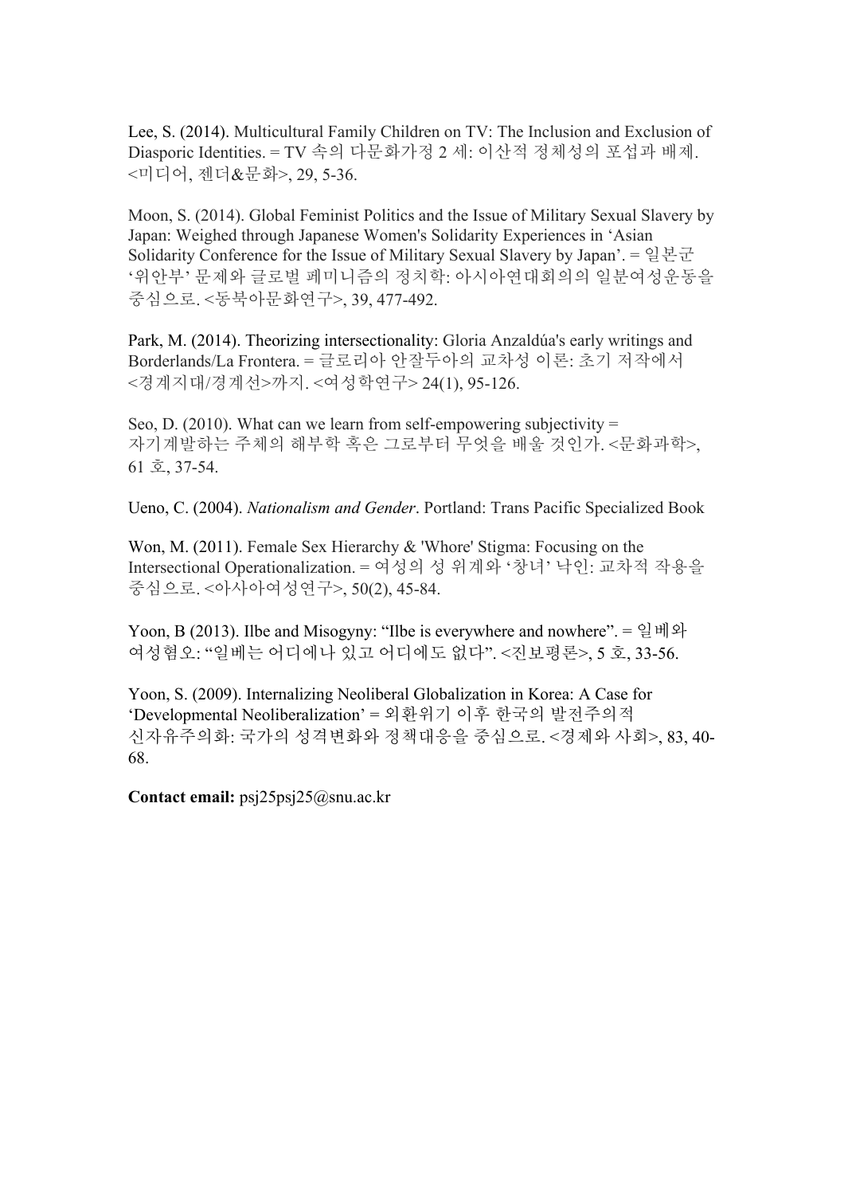Lee, S. (2014). Multicultural Family Children on TV: The Inclusion and Exclusion of Diasporic Identities. = TV 속의 다문화가정 2 세: 이산적 정체성의 포섭과 배제. <미디어, 젠더&문화>, 29, 5-36.

Moon, S. (2014). Global Feminist Politics and the Issue of Military Sexual Slavery by Japan: Weighed through Japanese Women's Solidarity Experiences in 'Asian Solidarity Conference for the Issue of Military Sexual Slavery by Japan'. = 일본군 '위안부' 문제와 글로벌 페미니즘의 정치학: 아시아연대회의의 일분여성운동을 중심으로. <동북아문화연구>, 39, 477-492.

Park, M. (2014). Theorizing intersectionality: Gloria Anzaldúa's early writings and Borderlands/La Frontera. = 글로리아 안잘두아의 교차성 이론: 초기 저작에서 <경계지대/경계선>까지. <여성학연구> 24(1), 95-126.

Seo, D. (2010). What can we learn from self-empowering subjectivity = 자기계발하는 주체의 해부학 혹은 그로부터 무엇을 배울 것인가. <문화과학>, 61 호, 37-54.

Ueno, C. (2004). *Nationalism and Gender*. Portland: Trans Pacific Specialized Book

Won, M. (2011). Female Sex Hierarchy & 'Whore' Stigma: Focusing on the Intersectional Operationalization. = 여성의 성 위계와 '창녀' 낙인: 교차적 작용을 중심으로. <아사아여성연구>, 50(2), 45-84.

Yoon, B (2013). Ilbe and Misogyny: "Ilbe is everywhere and nowhere". = 일베와 여성혐오: "일베는 어디에나 있고 어디에도 없다". <진보평론>, 5 호, 33-56.

Yoon, S. (2009). Internalizing Neoliberal Globalization in Korea: A Case for 'Developmental Neoliberalization' = 외환위기 이후 한국의 발전주의적 신자유주의화: 국가의 성격변화와 정책대응을 중심으로. <경제와 사회>, 83, 40-68.

**Contact email:** psj25psj25@snu.ac.kr